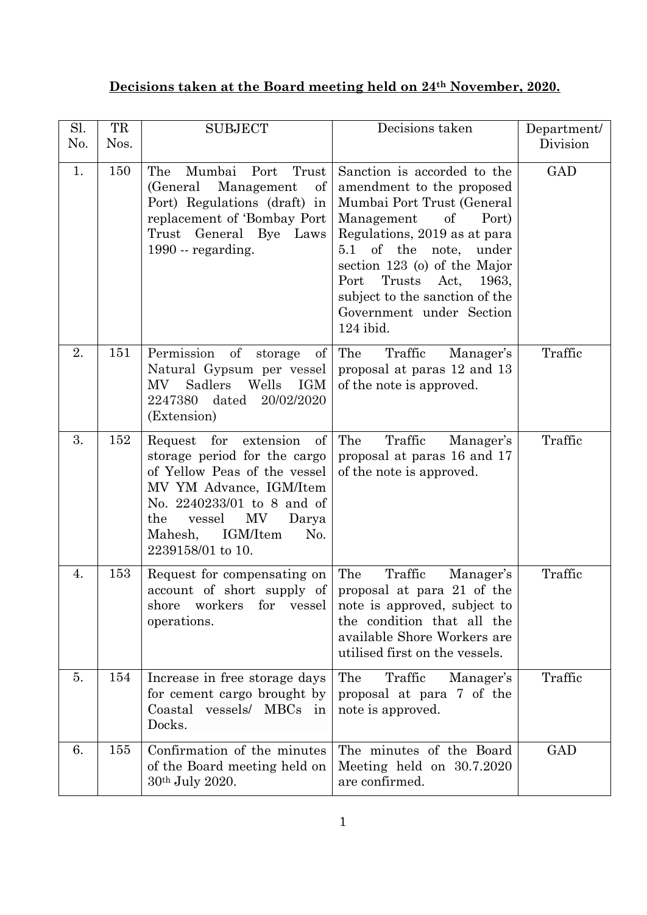**Decisions taken at the Board meeting held on 24th November, 2020.**

| Sl. No. | TR Nos. | SUBJECT | Decisions taken | Department/ Division |
|---|---|---|---|---|
| 1. | 150 | The Mumbai Port Trust (General Management of Port) Regulations (draft) in replacement of 'Bombay Port Trust General Bye Laws 1990 -- regarding. | Sanction is accorded to the amendment to the proposed Mumbai Port Trust (General Management of Port) Regulations, 2019 as at para 5.1 of the note, under section 123 (o) of the Major Port Trusts Act, 1963, subject to the sanction of the Government under Section 124 ibid. | GAD |
| 2. | 151 | Permission of storage of Natural Gypsum per vessel MV Sadlers Wells IGM 2247380 dated 20/02/2020 (Extension) | The Traffic Manager's proposal at paras 12 and 13 of the note is approved. | Traffic |
| 3. | 152 | Request for extension of storage period for the cargo of Yellow Peas of the vessel MV YM Advance, IGM/Item No. 2240233/01 to 8 and of the vessel MV Darya Mahesh, IGM/Item No. 2239158/01 to 10. | The Traffic Manager's proposal at paras 16 and 17 of the note is approved. | Traffic |
| 4. | 153 | Request for compensating on account of short supply of shore workers for vessel operations. | The Traffic Manager's proposal at para 21 of the note is approved, subject to the condition that all the available Shore Workers are utilised first on the vessels. | Traffic |
| 5. | 154 | Increase in free storage days for cement cargo brought by Coastal vessels/ MBCs in Docks. | The Traffic Manager's proposal at para 7 of the note is approved. | Traffic |
| 6. | 155 | Confirmation of the minutes of the Board meeting held on 30th July 2020. | The minutes of the Board Meeting held on 30.7.2020 are confirmed. | GAD |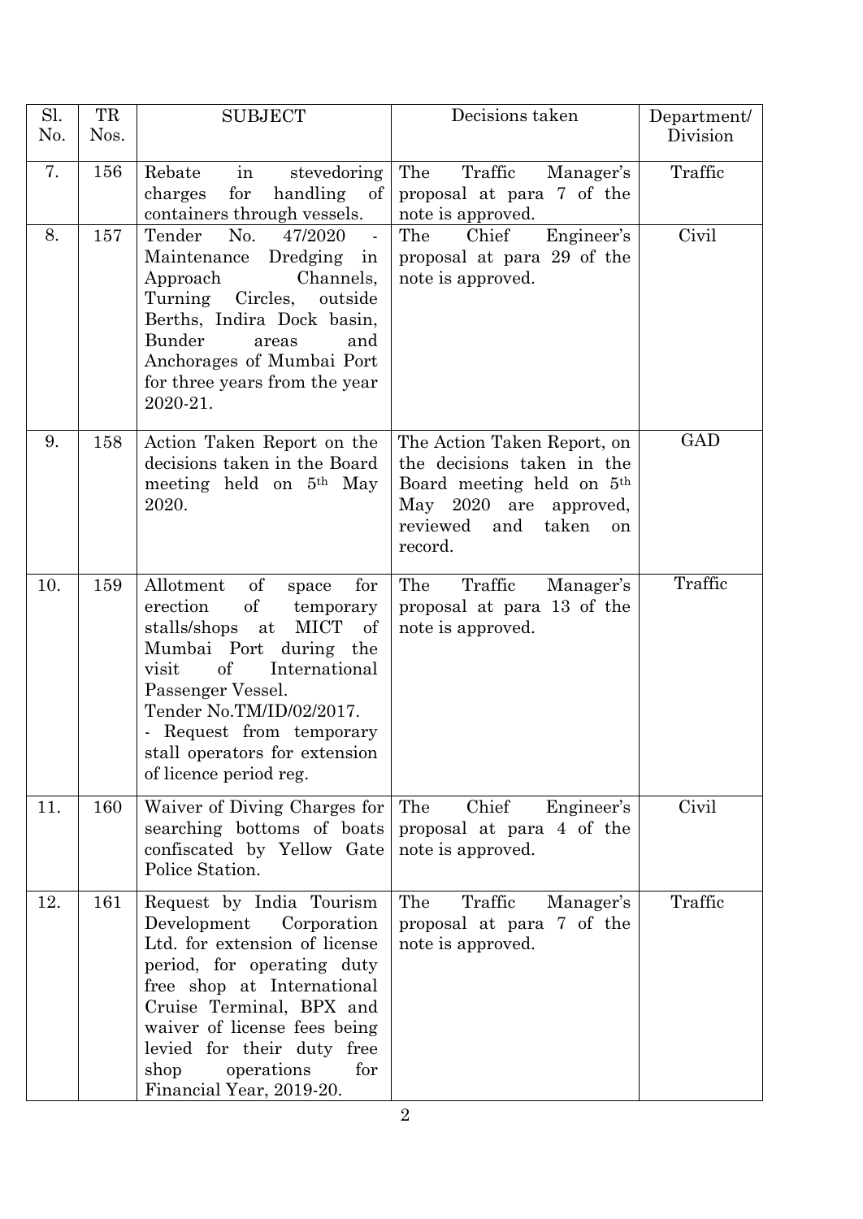| Sl. No. | TR Nos. | SUBJECT | Decisions taken | Department/ Division |
|---|---|---|---|---|
| 7. | 156 | Rebate in stevedoring charges for handling of containers through vessels. | The Traffic Manager's proposal at para 7 of the note is approved. | Traffic |
| 8. | 157 | Tender No. 47/2020 - Maintenance Dredging in Approach Channels, Turning Circles, outside Berths, Indira Dock basin, Bunder areas and Anchorages of Mumbai Port for three years from the year 2020-21. | The Chief Engineer's proposal at para 29 of the note is approved. | Civil |
| 9. | 158 | Action Taken Report on the decisions taken in the Board meeting held on 5th May 2020. | The Action Taken Report, on the decisions taken in the Board meeting held on 5th May 2020 are approved, reviewed and taken on record. | GAD |
| 10. | 159 | Allotment of space for erection of temporary stalls/shops at MICT of Mumbai Port during the visit of International Passenger Vessel. Tender No.TM/ID/02/2017. - Request from temporary stall operators for extension of licence period reg. | The Traffic Manager's proposal at para 13 of the note is approved. | Traffic |
| 11. | 160 | Waiver of Diving Charges for searching bottoms of boats confiscated by Yellow Gate Police Station. | The Chief Engineer's proposal at para 4 of the note is approved. | Civil |
| 12. | 161 | Request by India Tourism Development Corporation Ltd. for extension of license period, for operating duty free shop at International Cruise Terminal, BPX and waiver of license fees being levied for their duty free shop operations for Financial Year, 2019-20. | The Traffic Manager's proposal at para 7 of the note is approved. | Traffic |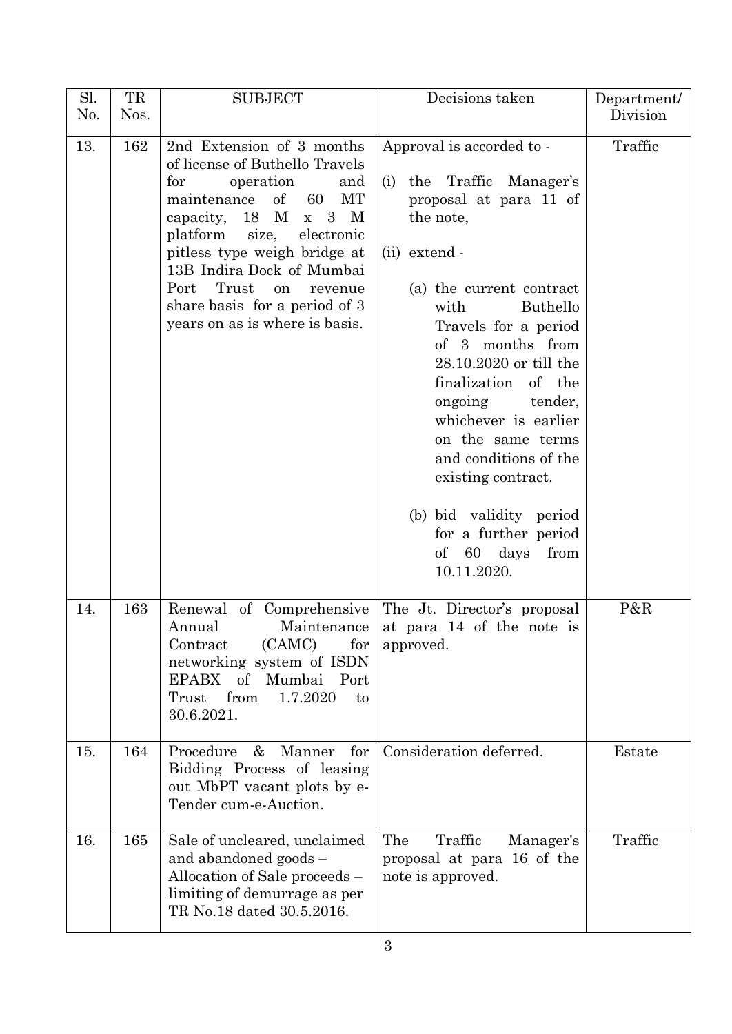| Sl. No. | TR Nos. | SUBJECT | Decisions taken | Department/ Division |
|---|---|---|---|---|
| 13. | 162 | 2nd Extension of 3 months of license of Buthello Travels for operation and maintenance of 60 MT capacity, 18 M x 3 M platform size, electronic pitless type weigh bridge at 13B Indira Dock of Mumbai Port Trust on revenue share basis for a period of 3 years on as is where is basis. | Approval is accorded to -<br><br>(i) the Traffic Manager's proposal at para 11 of the note,<br><br>(ii) extend -<br><br>(a) the current contract with Buthello Travels for a period of 3 months from 28.10.2020 or till the finalization of the ongoing tender, whichever is earlier on the same terms and conditions of the existing contract.<br><br>(b) bid validity period for a further period of 60 days from 10.11.2020. | Traffic |
| 14. | 163 | Renewal of Comprehensive Annual Maintenance Contract (CAMC) for networking system of ISDN EPABX of Mumbai Port Trust from 1.7.2020 to 30.6.2021. | The Jt. Director's proposal at para 14 of the note is approved. | P&R |
| 15. | 164 | Procedure & Manner for Bidding Process of leasing out MbPT vacant plots by e-Tender cum-e-Auction. | Consideration deferred. | Estate |
| 16. | 165 | Sale of uncleared, unclaimed and abandoned goods – Allocation of Sale proceeds – limiting of demurrage as per TR No.18 dated 30.5.2016. | The Traffic Manager's proposal at para 16 of the note is approved. | Traffic |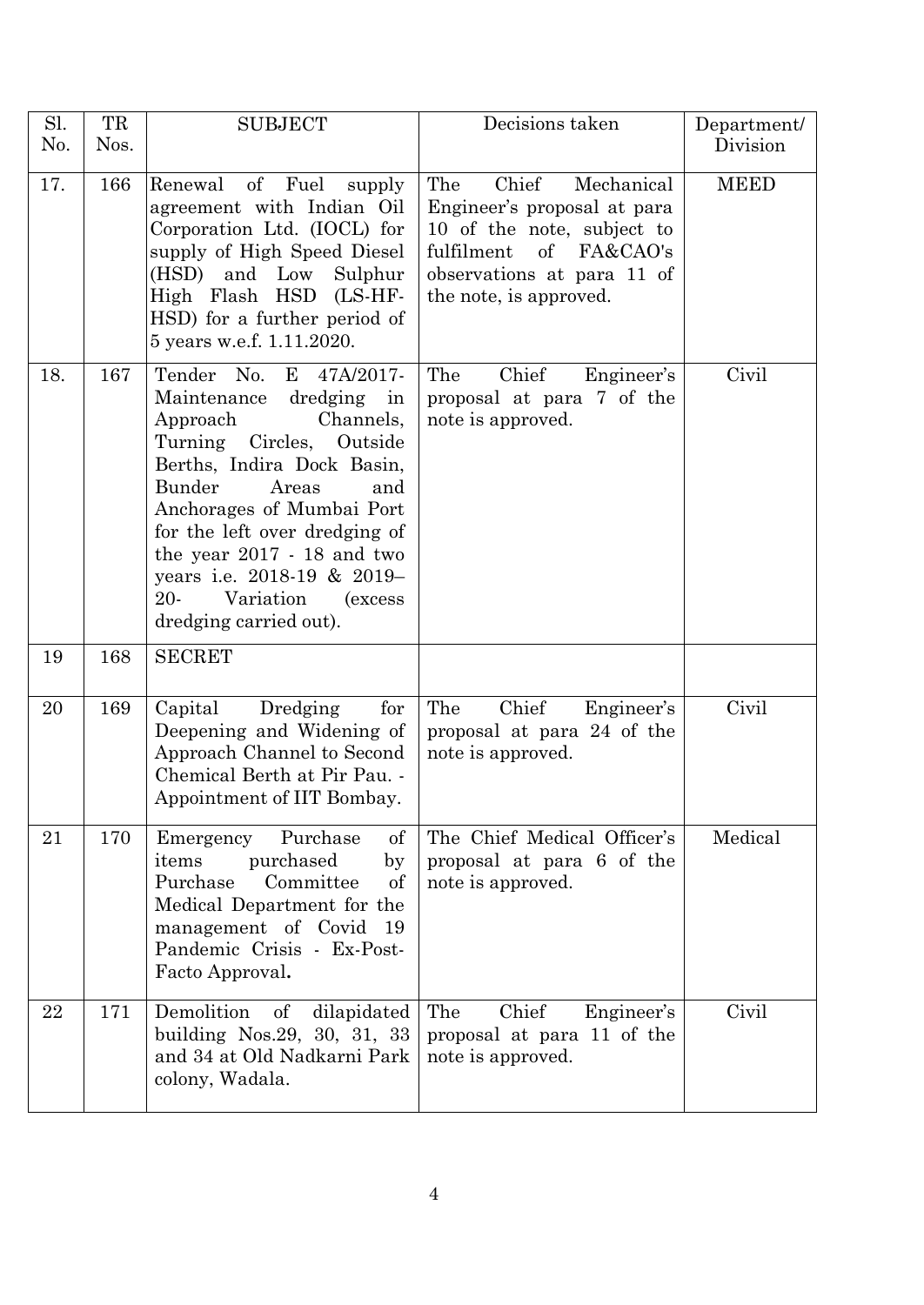| Sl. No. | TR Nos. | SUBJECT | Decisions taken | Department/ Division |
|---|---|---|---|---|
| 17. | 166 | Renewal of Fuel supply agreement with Indian Oil Corporation Ltd. (IOCL) for supply of High Speed Diesel (HSD) and Low Sulphur High Flash HSD (LS-HF-HSD) for a further period of 5 years w.e.f. 1.11.2020. | The Chief Mechanical Engineer's proposal at para 10 of the note, subject to fulfilment of FA&CAO's observations at para 11 of the note, is approved. | MEED |
| 18. | 167 | Tender No. E 47A/2017-Maintenance dredging in Approach Channels, Turning Circles, Outside Berths, Indira Dock Basin, Bunder Areas and Anchorages of Mumbai Port for the left over dredging of the year 2017 - 18 and two years i.e. 2018-19 & 2019–20- Variation (excess dredging carried out). | The Chief Engineer's proposal at para 7 of the note is approved. | Civil |
| 19 | 168 | SECRET | | |
| 20 | 169 | Capital Dredging for Deepening and Widening of Approach Channel to Second Chemical Berth at Pir Pau. - Appointment of IIT Bombay. | The Chief Engineer's proposal at para 24 of the note is approved. | Civil |
| 21 | 170 | Emergency Purchase of items purchased by Purchase Committee of Medical Department for the management of Covid 19 Pandemic Crisis - Ex-Post-Facto Approval**.** | The Chief Medical Officer's proposal at para 6 of the note is approved. | Medical |
| 22 | 171 | Demolition of dilapidated building Nos.29, 30, 31, 33 and 34 at Old Nadkarni Park colony, Wadala. | The Chief Engineer's proposal at para 11 of the note is approved. | Civil |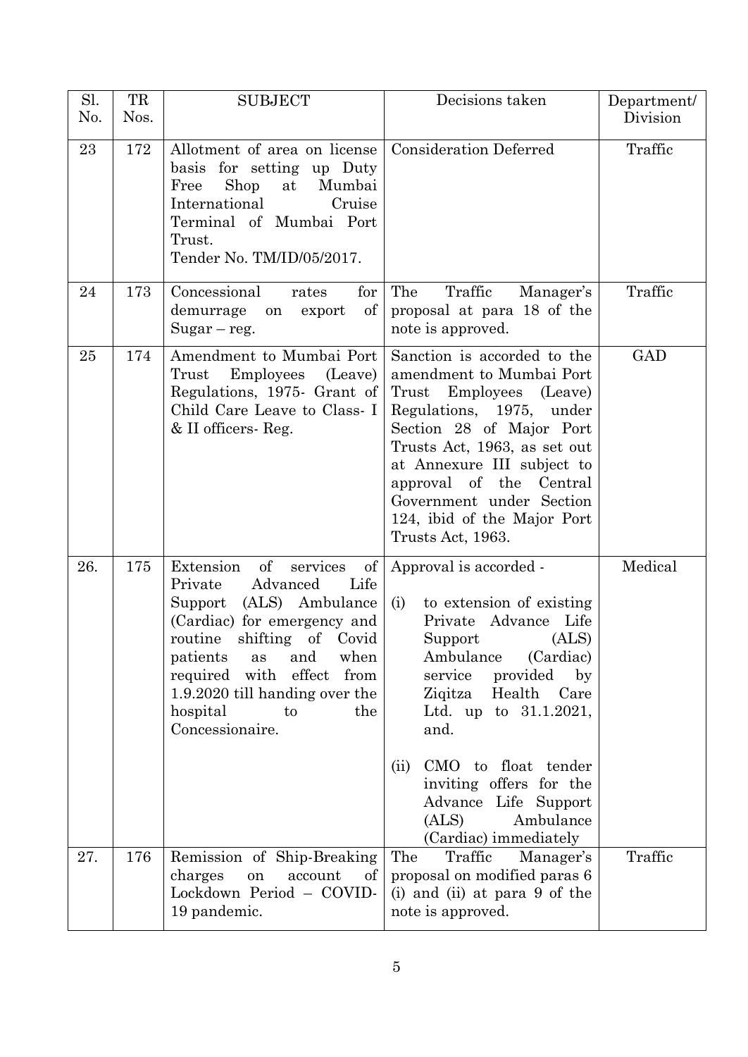| Sl. No. | TR Nos. | SUBJECT | Decisions taken | Department/ Division |
| --- | --- | --- | --- | --- |
| 23 | 172 | Allotment of area on license basis for setting up Duty Free Shop at Mumbai International Cruise Terminal of Mumbai Port Trust.<br>Tender No. TM/ID/05/2017. | Consideration Deferred | Traffic |
| 24 | 173 | Concessional rates for demurrage on export of Sugar – reg. | The Traffic Manager's proposal at para 18 of the note is approved. | Traffic |
| 25 | 174 | Amendment to Mumbai Port Trust Employees (Leave) Regulations, 1975- Grant of Child Care Leave to Class- I & II officers- Reg. | Sanction is accorded to the amendment to Mumbai Port Trust Employees (Leave) Regulations, 1975, under Section 28 of Major Port Trusts Act, 1963, as set out at Annexure III subject to approval of the Central Government under Section 124, ibid of the Major Port Trusts Act, 1963. | GAD |
| 26. | 175 | Extension of services of Private Advanced Life Support (ALS) Ambulance (Cardiac) for emergency and routine shifting of Covid patients as and when required with effect from 1.9.2020 till handing over the hospital to the Concessionaire. | Approval is accorded -<br>(i) to extension of existing Private Advance Life Support (ALS) Ambulance (Cardiac) service provided by Ziqitza Health Care Ltd. up to 31.1.2021, and.<br>(ii) CMO to float tender inviting offers for the Advance Life Support (ALS) Ambulance (Cardiac) immediately | Medical |
| 27. | 176 | Remission of Ship-Breaking charges on account of Lockdown Period – COVID-19 pandemic. | The Traffic Manager's proposal on modified paras 6 (i) and (ii) at para 9 of the note is approved. | Traffic |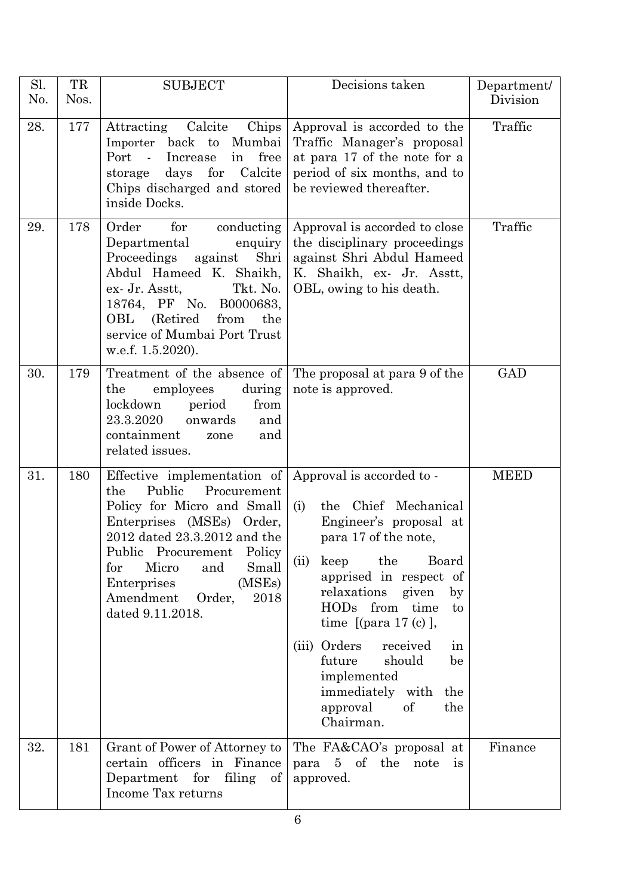| Sl. No. | TR Nos. | SUBJECT | Decisions taken | Department/ Division |
|---|---|---|---|---|
| 28. | 177 | Attracting Calcite Chips Importer back to Mumbai Port - Increase in free storage days for Calcite Chips discharged and stored inside Docks. | Approval is accorded to the Traffic Manager's proposal at para 17 of the note for a period of six months, and to be reviewed thereafter. | Traffic |
| 29. | 178 | Order for conducting Departmental enquiry Proceedings against Shri Abdul Hameed K. Shaikh, ex- Jr. Asstt, Tkt. No. 18764, PF No. B0000683, OBL (Retired from the service of Mumbai Port Trust w.e.f. 1.5.2020). | Approval is accorded to close the disciplinary proceedings against Shri Abdul Hameed K. Shaikh, ex- Jr. Asstt, OBL, owing to his death. | Traffic |
| 30. | 179 | Treatment of the absence of the employees during lockdown period from 23.3.2020 onwards and containment zone and related issues. | The proposal at para 9 of the note is approved. | GAD |
| 31. | 180 | Effective implementation of the Public Procurement Policy for Micro and Small Enterprises (MSEs) Order, 2012 dated 23.3.2012 and the Public Procurement Policy for Micro and Small Enterprises (MSEs) Amendment Order, 2018 dated 9.11.2018. | Approval is accorded to -<br>(i) the Chief Mechanical Engineer's proposal at para 17 of the note,<br>(ii) keep the Board apprised in respect of relaxations given by HODs from time to time [(para 17 (c) ],<br>(iii) Orders received in future should be implemented immediately with the approval of the Chairman. | MEED |
| 32. | 181 | Grant of Power of Attorney to certain officers in Finance Department for filing of Income Tax returns | The FA&CAO's proposal at para 5 of the note is approved. | Finance |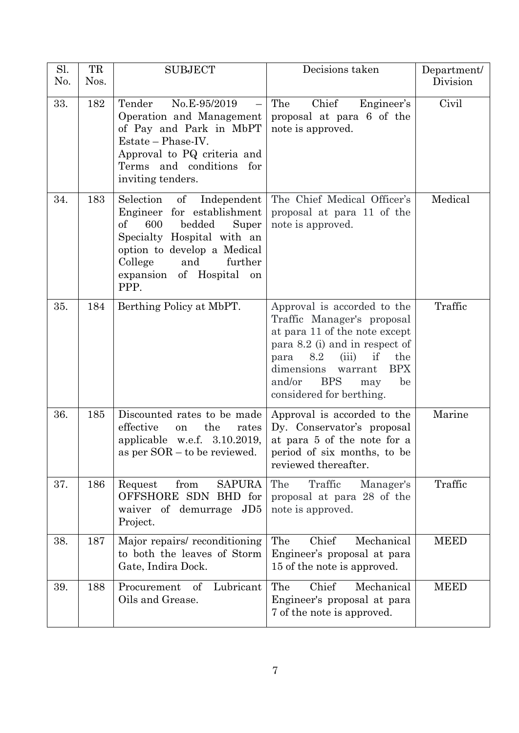| Sl. No. | TR Nos. | SUBJECT | Decisions taken | Department/ Division |
|---|---|---|---|---|
| 33. | 182 | Tender No.E-95/2019 – Operation and Management of Pay and Park in MbPT Estate – Phase-IV. Approval to PQ criteria and Terms and conditions for inviting tenders. | The Chief Engineer's proposal at para 6 of the note is approved. | Civil |
| 34. | 183 | Selection of Independent Engineer for establishment of 600 bedded Super Specialty Hospital with an option to develop a Medical College and further expansion of Hospital on PPP. | The Chief Medical Officer's proposal at para 11 of the note is approved. | Medical |
| 35. | 184 | Berthing Policy at MbPT. | Approval is accorded to the Traffic Manager's proposal at para 11 of the note except para 8.2 (i) and in respect of para 8.2 (iii) if the dimensions warrant BPX and/or BPS may be considered for berthing. | Traffic |
| 36. | 185 | Discounted rates to be made effective on the rates applicable w.e.f. 3.10.2019, as per SOR – to be reviewed. | Approval is accorded to the Dy. Conservator's proposal at para 5 of the note for a period of six months, to be reviewed thereafter. | Marine |
| 37. | 186 | Request from SAPURA OFFSHORE SDN BHD for waiver of demurrage JD5 Project. | The Traffic Manager's proposal at para 28 of the note is approved. | Traffic |
| 38. | 187 | Major repairs/ reconditioning to both the leaves of Storm Gate, Indira Dock. | The Chief Mechanical Engineer's proposal at para 15 of the note is approved. | MEED |
| 39. | 188 | Procurement of Lubricant Oils and Grease. | The Chief Mechanical Engineer's proposal at para 7 of the note is approved. | MEED |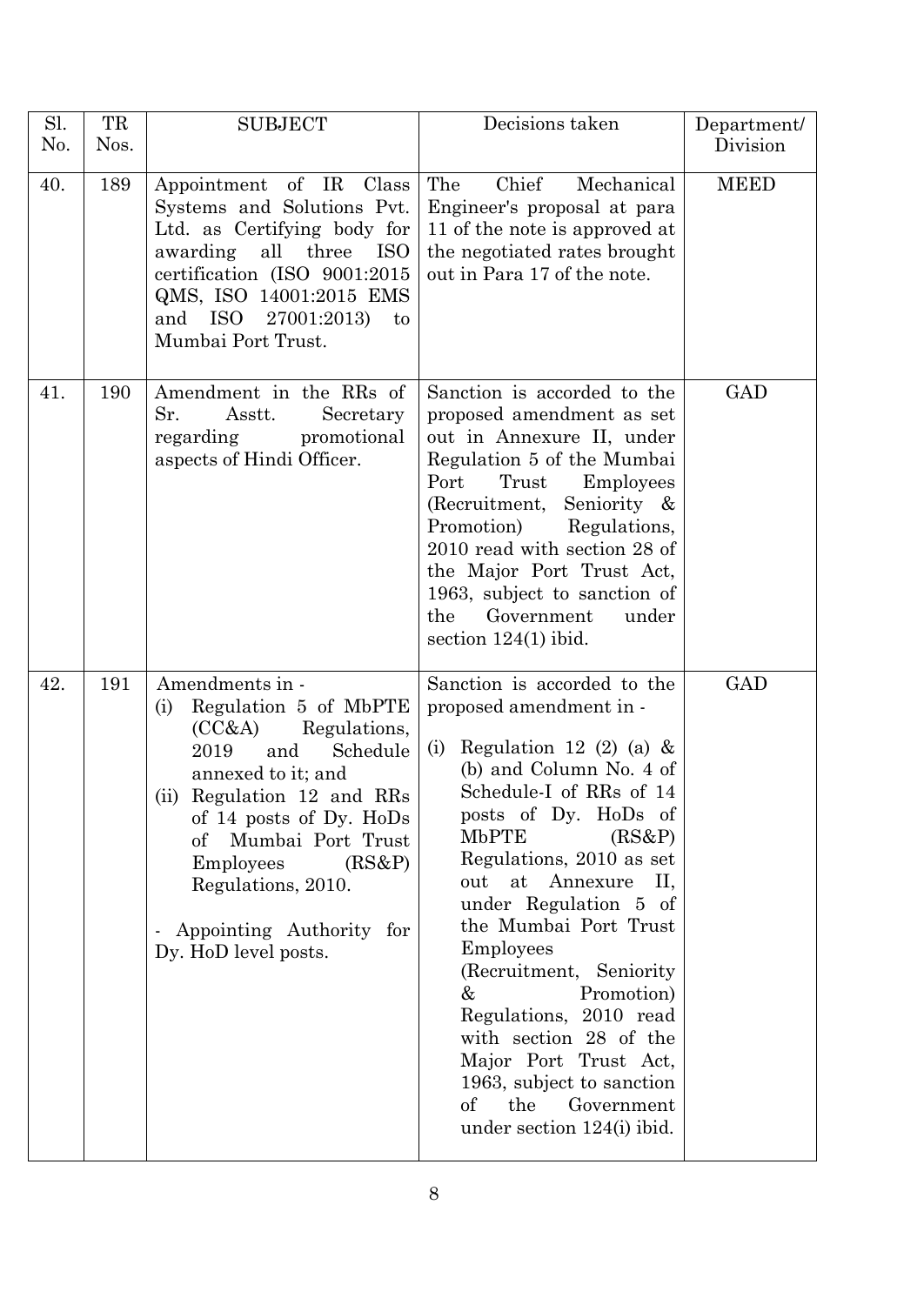| Sl. No. | TR Nos. | SUBJECT | Decisions taken | Department/ Division |
|---|---|---|---|---|
| 40. | 189 | Appointment of IR Class Systems and Solutions Pvt. Ltd. as Certifying body for awarding all three ISO certification (ISO 9001:2015 QMS, ISO 14001:2015 EMS and ISO 27001:2013) to Mumbai Port Trust. | The Chief Mechanical Engineer's proposal at para 11 of the note is approved at the negotiated rates brought out in Para 17 of the note. | MEED |
| 41. | 190 | Amendment in the RRs of Sr. Asstt. Secretary regarding promotional aspects of Hindi Officer. | Sanction is accorded to the proposed amendment as set out in Annexure II, under Regulation 5 of the Mumbai Port Trust Employees (Recruitment, Seniority & Promotion) Regulations, 2010 read with section 28 of the Major Port Trust Act, 1963, subject to sanction of the Government under section 124(1) ibid. | GAD |
| 42. | 191 | Amendments in -<br>(i) Regulation 5 of MbPTE (CC&A) Regulations, 2019 and Schedule annexed to it; and<br>(ii) Regulation 12 and RRs of 14 posts of Dy. HoDs of Mumbai Port Trust Employees (RS&P) Regulations, 2010.<br><br>- Appointing Authority for Dy. HoD level posts. | Sanction is accorded to the proposed amendment in -<br><br>(i) Regulation 12 (2) (a) & (b) and Column No. 4 of Schedule-I of RRs of 14 posts of Dy. HoDs of MbPTE (RS&P) Regulations, 2010 as set out at Annexure II, under Regulation 5 of the Mumbai Port Trust Employees (Recruitment, Seniority & Promotion) Regulations, 2010 read with section 28 of the Major Port Trust Act, 1963, subject to sanction of the Government under section 124(i) ibid. | GAD |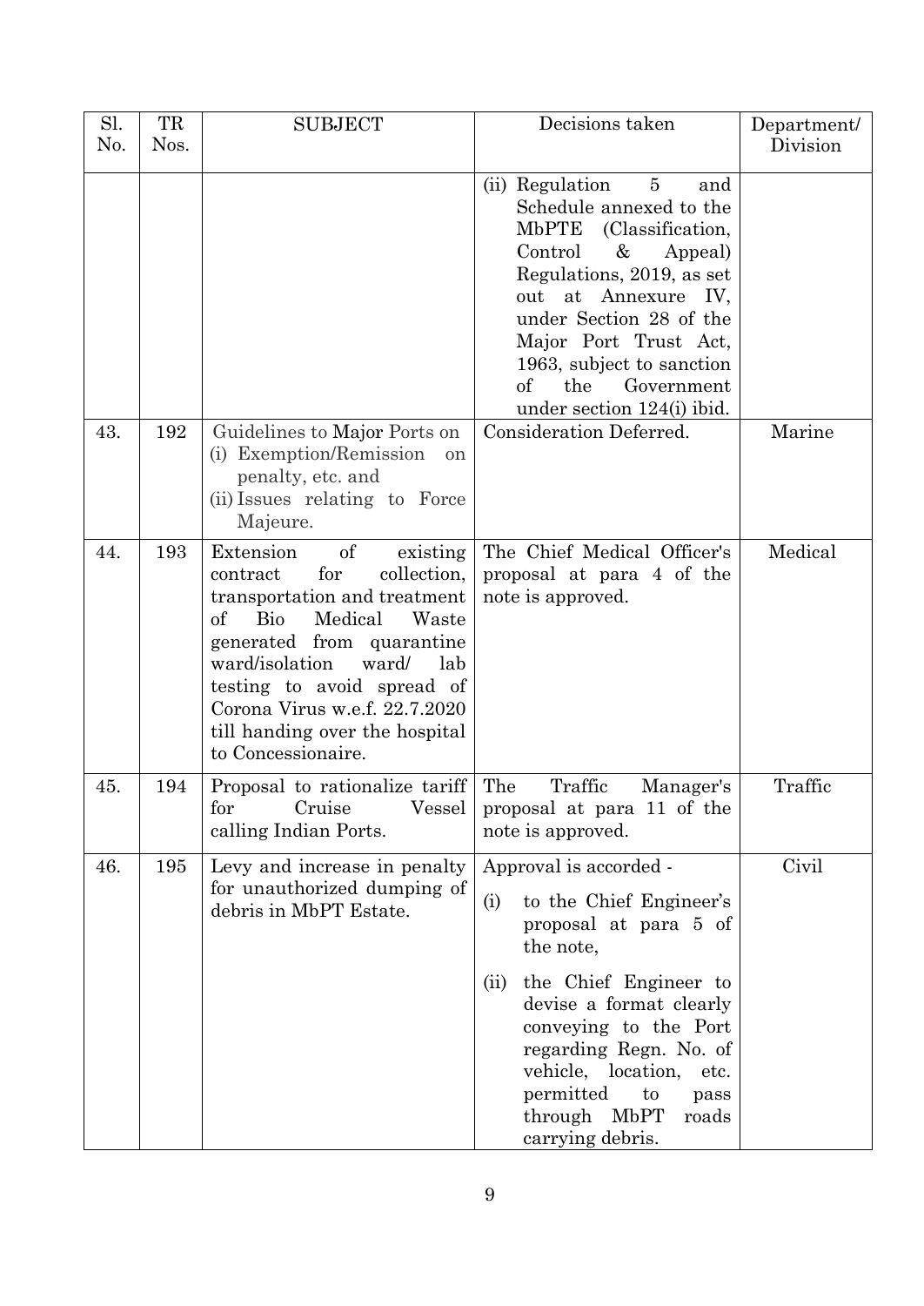| Sl. No. | TR Nos. | SUBJECT | Decisions taken | Department/ Division |
|---|---|---|---|---|
| | | | (ii) Regulation 5 and Schedule annexed to the MbPTE (Classification, Control & Appeal) Regulations, 2019, as set out at Annexure IV, under Section 28 of the Major Port Trust Act, 1963, subject to sanction of the Government under section 124(i) ibid. | |
| 43. | 192 | Guidelines to Major Ports on (i) Exemption/Remission on penalty, etc. and (ii) Issues relating to Force Majeure. | Consideration Deferred. | Marine |
| 44. | 193 | Extension of existing contract for collection, transportation and treatment of Bio Medical Waste generated from quarantine ward/isolation ward/ lab testing to avoid spread of Corona Virus w.e.f. 22.7.2020 till handing over the hospital to Concessionaire. | The Chief Medical Officer's proposal at para 4 of the note is approved. | Medical |
| 45. | 194 | Proposal to rationalize tariff for Cruise Vessel calling Indian Ports. | The Traffic Manager's proposal at para 11 of the note is approved. | Traffic |
| 46. | 195 | Levy and increase in penalty for unauthorized dumping of debris in MbPT Estate. | Approval is accorded - (i) to the Chief Engineer's proposal at para 5 of the note, (ii) the Chief Engineer to devise a format clearly conveying to the Port regarding Regn. No. of vehicle, location, etc. permitted to pass through MbPT roads carrying debris. | Civil |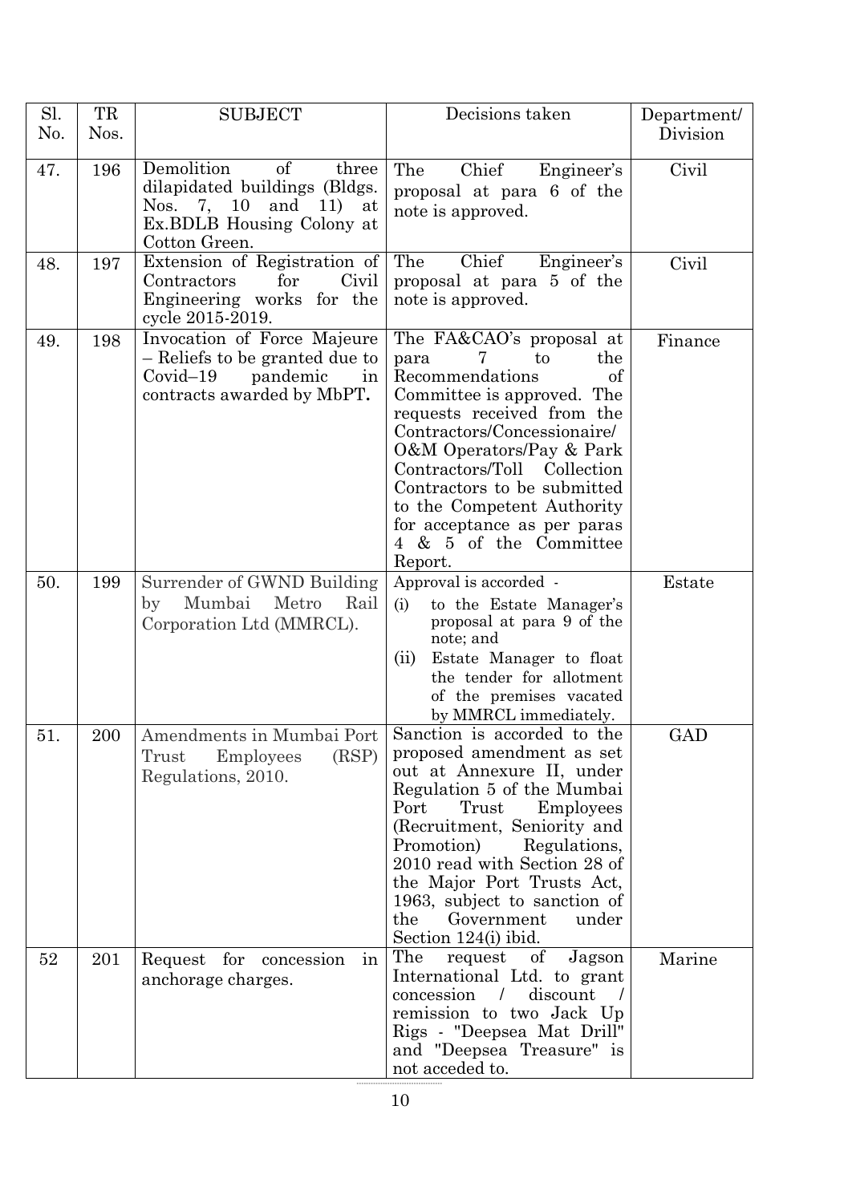| Sl. No. | TR Nos. | SUBJECT | Decisions taken | Department/ Division |
|---|---|---|---|---|
| 47. | 196 | Demolition of three dilapidated buildings (Bldgs. Nos. 7, 10 and 11) at Ex.BDLB Housing Colony at Cotton Green. | The Chief Engineer's proposal at para 6 of the note is approved. | Civil |
| 48. | 197 | Extension of Registration of Contractors for Civil Engineering works for the cycle 2015-2019. | The Chief Engineer's proposal at para 5 of the note is approved. | Civil |
| 49. | 198 | Invocation of Force Majeure – Reliefs to be granted due to Covid–19 pandemic in contracts awarded by MbPT**.** | The FA&CAO's proposal at para 7 to the Recommendations of Committee is approved. The requests received from the Contractors/Concessionaire/ O&M Operators/Pay & Park Contractors/Toll Collection Contractors to be submitted to the Competent Authority for acceptance as per paras 4 & 5 of the Committee Report. | Finance |
| 50. | 199 | Surrender of GWND Building by Mumbai Metro Rail Corporation Ltd (MMRCL). | Approval is accorded - (i) to the Estate Manager's proposal at para 9 of the note; and (ii) Estate Manager to float the tender for allotment of the premises vacated by MMRCL immediately. | Estate |
| 51. | 200 | Amendments in Mumbai Port Trust Employees (RSP) Regulations, 2010. | Sanction is accorded to the proposed amendment as set out at Annexure II, under Regulation 5 of the Mumbai Port Trust Employees (Recruitment, Seniority and Promotion) Regulations, 2010 read with Section 28 of the Major Port Trusts Act, 1963, subject to sanction of the Government under Section 124(i) ibid. | GAD |
| 52 | 201 | Request for concession in anchorage charges. | The request of Jagson International Ltd. to grant concession / discount / remission to two Jack Up Rigs - "Deepsea Mat Drill" and "Deepsea Treasure" is not acceded to. | Marine |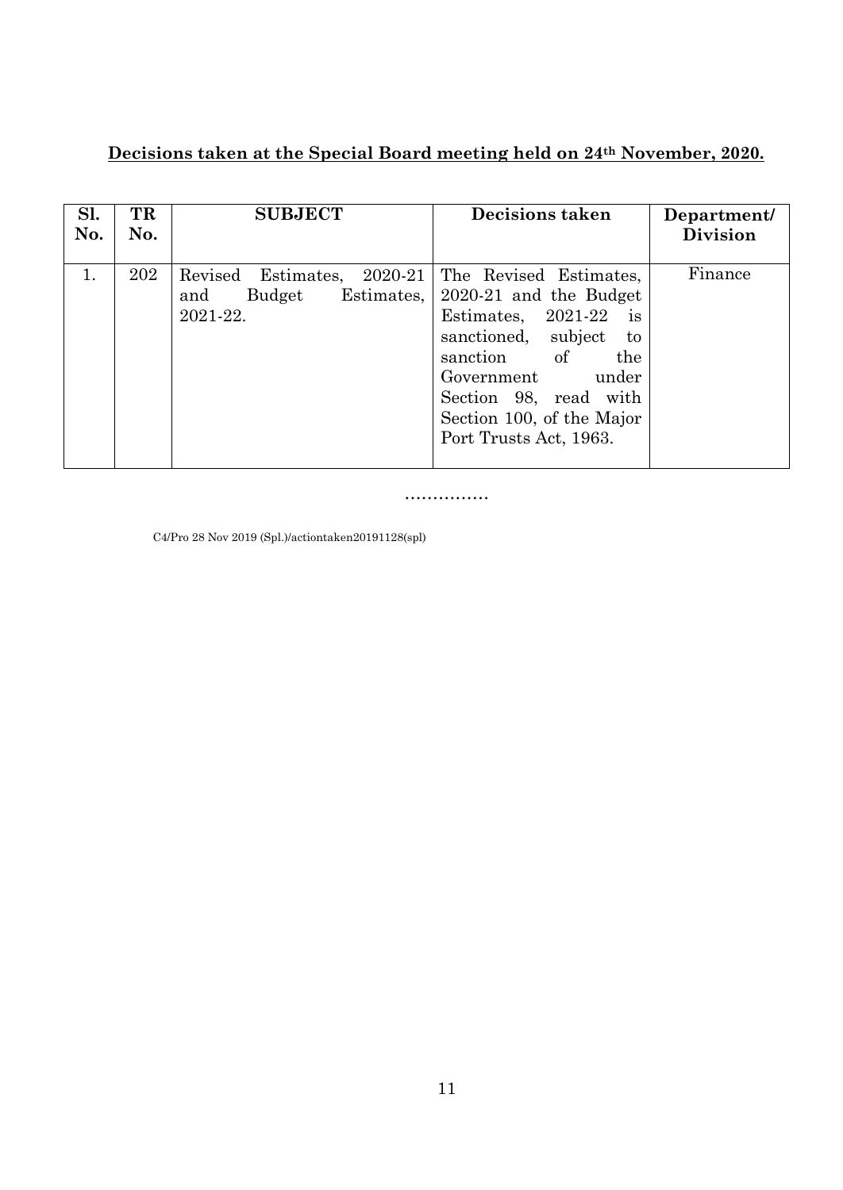**<u>Decisions taken at the Special Board meeting held on 24th November, 2020.</u>**

| Sl. No. | TR No. | SUBJECT | Decisions taken | Department/ Division |
|---|---|---|---|---|
| 1. | 202 | Revised Estimates, 2020-21 and Budget Estimates, 2021-22. | The Revised Estimates, 2020-21 and the Budget Estimates, 2021-22 is sanctioned, subject to sanction of the Government under Section 98, read with Section 100, of the Major Port Trusts Act, 1963. | Finance |

……………

C4/Pro 28 Nov 2019 (Spl.)/actiontaken20191128(spl)